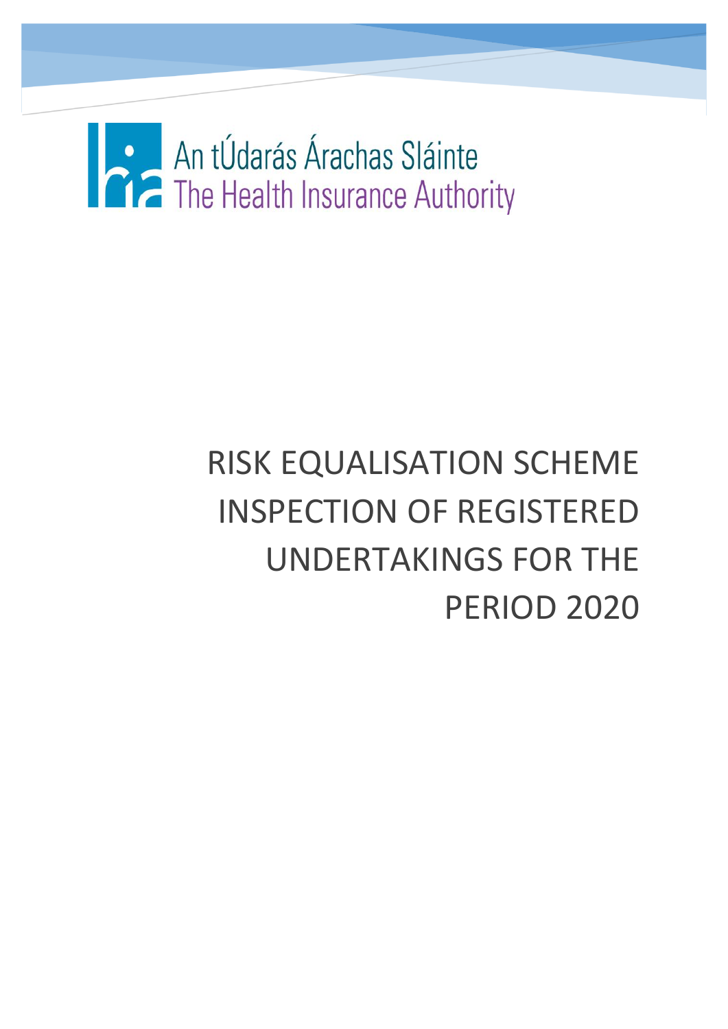An tÚdarás Árachas Sláinte
The Health Insurance Authority

# RISK EQUALISATION SCHEME INSPECTION OF REGISTERED UNDERTAKINGS FOR THE PERIOD 2020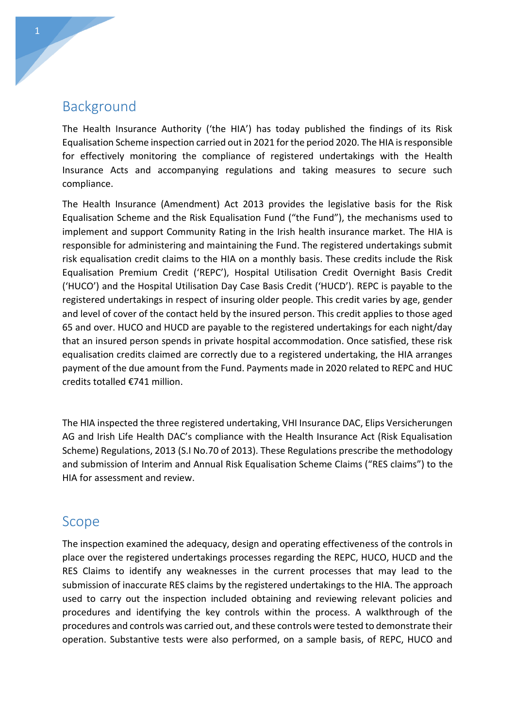## Background

The Health Insurance Authority ('the HIA') has today published the findings of its Risk Equalisation Scheme inspection carried out in 2021 for the period 2020. The HIA is responsible for effectively monitoring the compliance of registered undertakings with the Health Insurance Acts and accompanying regulations and taking measures to secure such compliance.

The Health Insurance (Amendment) Act 2013 provides the legislative basis for the Risk Equalisation Scheme and the Risk Equalisation Fund ("the Fund"), the mechanisms used to implement and support Community Rating in the Irish health insurance market. The HIA is responsible for administering and maintaining the Fund. The registered undertakings submit risk equalisation credit claims to the HIA on a monthly basis. These credits include the Risk Equalisation Premium Credit ('REPC'), Hospital Utilisation Credit Overnight Basis Credit ('HUCO') and the Hospital Utilisation Day Case Basis Credit ('HUCD'). REPC is payable to the registered undertakings in respect of insuring older people. This credit varies by age, gender and level of cover of the contact held by the insured person. This credit applies to those aged 65 and over. HUCO and HUCD are payable to the registered undertakings for each night/day that an insured person spends in private hospital accommodation. Once satisfied, these risk equalisation credits claimed are correctly due to a registered undertaking, the HIA arranges payment of the due amount from the Fund. Payments made in 2020 related to REPC and HUC credits totalled €741 million.

The HIA inspected the three registered undertaking, VHI Insurance DAC, Elips Versicherungen AG and Irish Life Health DAC's compliance with the Health Insurance Act (Risk Equalisation Scheme) Regulations, 2013 (S.I No.70 of 2013). These Regulations prescribe the methodology and submission of Interim and Annual Risk Equalisation Scheme Claims ("RES claims") to the HIA for assessment and review.

## Scope

The inspection examined the adequacy, design and operating effectiveness of the controls in place over the registered undertakings processes regarding the REPC, HUCO, HUCD and the RES Claims to identify any weaknesses in the current processes that may lead to the submission of inaccurate RES claims by the registered undertakings to the HIA. The approach used to carry out the inspection included obtaining and reviewing relevant policies and procedures and identifying the key controls within the process. A walkthrough of the procedures and controls was carried out, and these controls were tested to demonstrate their operation. Substantive tests were also performed, on a sample basis, of REPC, HUCO and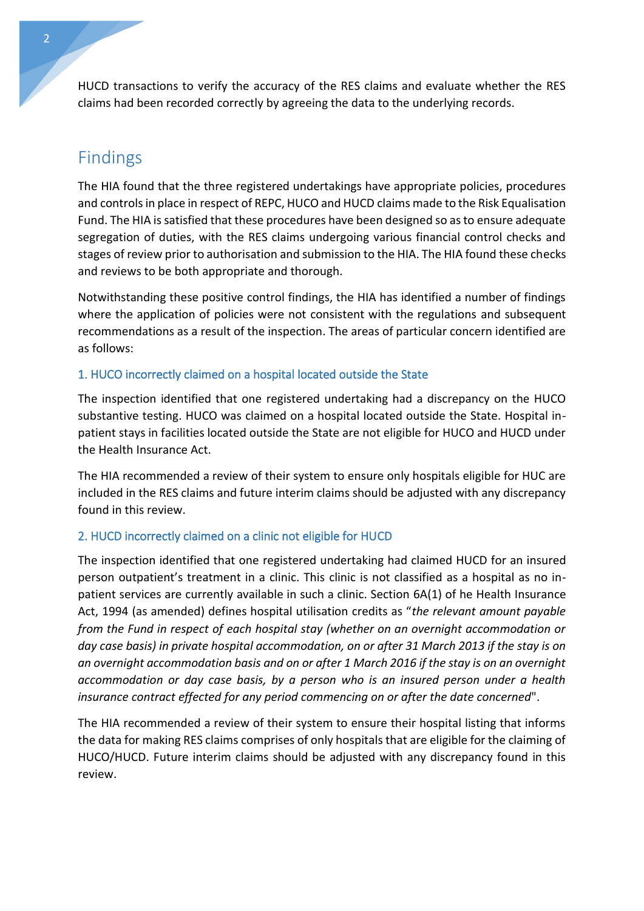HUCD transactions to verify the accuracy of the RES claims and evaluate whether the RES claims had been recorded correctly by agreeing the data to the underlying records.

## Findings

The HIA found that the three registered undertakings have appropriate policies, procedures and controls in place in respect of REPC, HUCO and HUCD claims made to the Risk Equalisation Fund. The HIA is satisfied that these procedures have been designed so as to ensure adequate segregation of duties, with the RES claims undergoing various financial control checks and stages of review prior to authorisation and submission to the HIA. The HIA found these checks and reviews to be both appropriate and thorough.

Notwithstanding these positive control findings, the HIA has identified a number of findings where the application of policies were not consistent with the regulations and subsequent recommendations as a result of the inspection. The areas of particular concern identified are as follows:

### 1. HUCO incorrectly claimed on a hospital located outside the State

The inspection identified that one registered undertaking had a discrepancy on the HUCO substantive testing. HUCO was claimed on a hospital located outside the State. Hospital in-patient stays in facilities located outside the State are not eligible for HUCO and HUCD under the Health Insurance Act.

The HIA recommended a review of their system to ensure only hospitals eligible for HUC are included in the RES claims and future interim claims should be adjusted with any discrepancy found in this review.

### 2. HUCD incorrectly claimed on a clinic not eligible for HUCD

The inspection identified that one registered undertaking had claimed HUCD for an insured person outpatient's treatment in a clinic. This clinic is not classified as a hospital as no in-patient services are currently available in such a clinic. Section 6A(1) of he Health Insurance Act, 1994 (as amended) defines hospital utilisation credits as "*the relevant amount payable from the Fund in respect of each hospital stay (whether on an overnight accommodation or day case basis) in private hospital accommodation, on or after 31 March 2013 if the stay is on an overnight accommodation basis and on or after 1 March 2016 if the stay is on an overnight accommodation or day case basis, by a person who is an insured person under a health insurance contract effected for any period commencing on or after the date concerned*".

The HIA recommended a review of their system to ensure their hospital listing that informs the data for making RES claims comprises of only hospitals that are eligible for the claiming of HUCO/HUCD. Future interim claims should be adjusted with any discrepancy found in this review.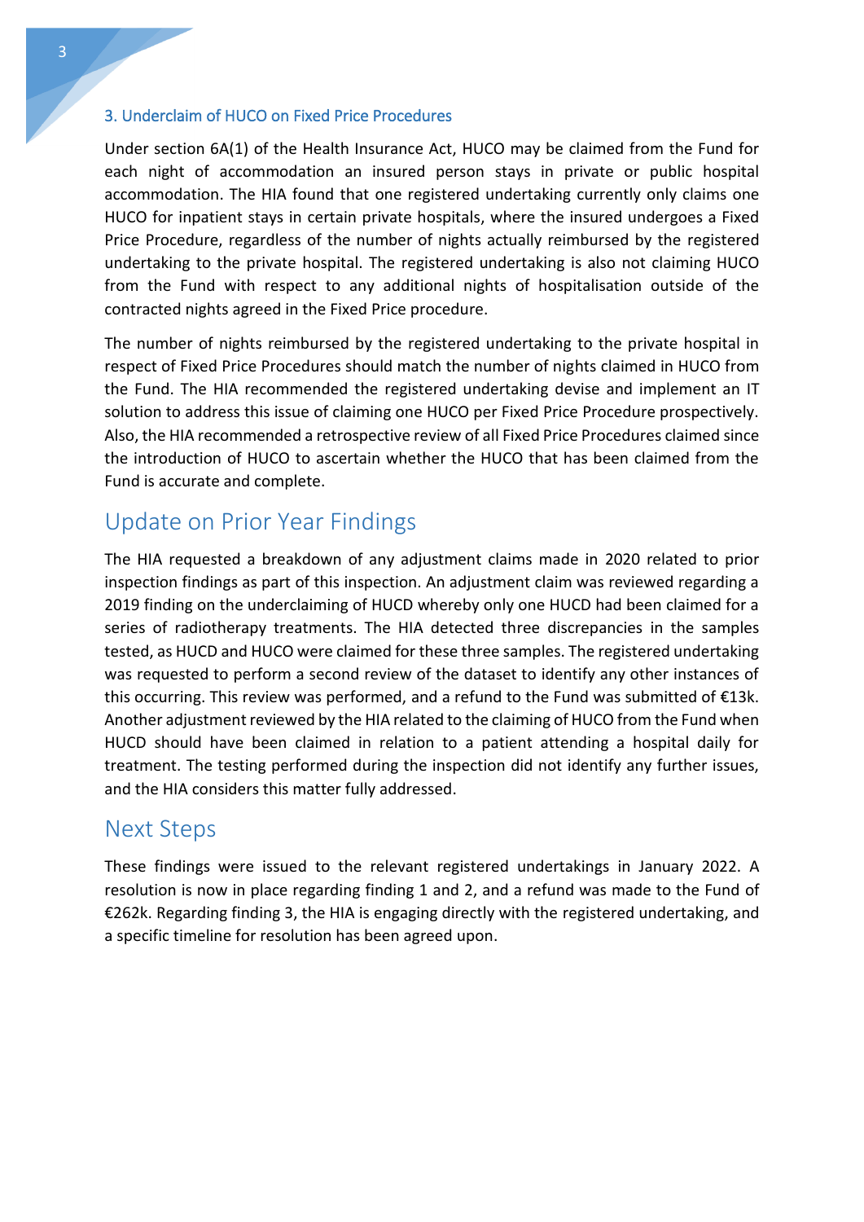### 3. Underclaim of HUCO on Fixed Price Procedures

Under section 6A(1) of the Health Insurance Act, HUCO may be claimed from the Fund for each night of accommodation an insured person stays in private or public hospital accommodation. The HIA found that one registered undertaking currently only claims one HUCO for inpatient stays in certain private hospitals, where the insured undergoes a Fixed Price Procedure, regardless of the number of nights actually reimbursed by the registered undertaking to the private hospital. The registered undertaking is also not claiming HUCO from the Fund with respect to any additional nights of hospitalisation outside of the contracted nights agreed in the Fixed Price procedure.

The number of nights reimbursed by the registered undertaking to the private hospital in respect of Fixed Price Procedures should match the number of nights claimed in HUCO from the Fund. The HIA recommended the registered undertaking devise and implement an IT solution to address this issue of claiming one HUCO per Fixed Price Procedure prospectively. Also, the HIA recommended a retrospective review of all Fixed Price Procedures claimed since the introduction of HUCO to ascertain whether the HUCO that has been claimed from the Fund is accurate and complete.

## Update on Prior Year Findings

The HIA requested a breakdown of any adjustment claims made in 2020 related to prior inspection findings as part of this inspection. An adjustment claim was reviewed regarding a 2019 finding on the underclaiming of HUCD whereby only one HUCD had been claimed for a series of radiotherapy treatments. The HIA detected three discrepancies in the samples tested, as HUCD and HUCO were claimed for these three samples. The registered undertaking was requested to perform a second review of the dataset to identify any other instances of this occurring. This review was performed, and a refund to the Fund was submitted of €13k. Another adjustment reviewed by the HIA related to the claiming of HUCO from the Fund when HUCD should have been claimed in relation to a patient attending a hospital daily for treatment. The testing performed during the inspection did not identify any further issues, and the HIA considers this matter fully addressed.

## Next Steps

These findings were issued to the relevant registered undertakings in January 2022. A resolution is now in place regarding finding 1 and 2, and a refund was made to the Fund of €262k. Regarding finding 3, the HIA is engaging directly with the registered undertaking, and a specific timeline for resolution has been agreed upon.